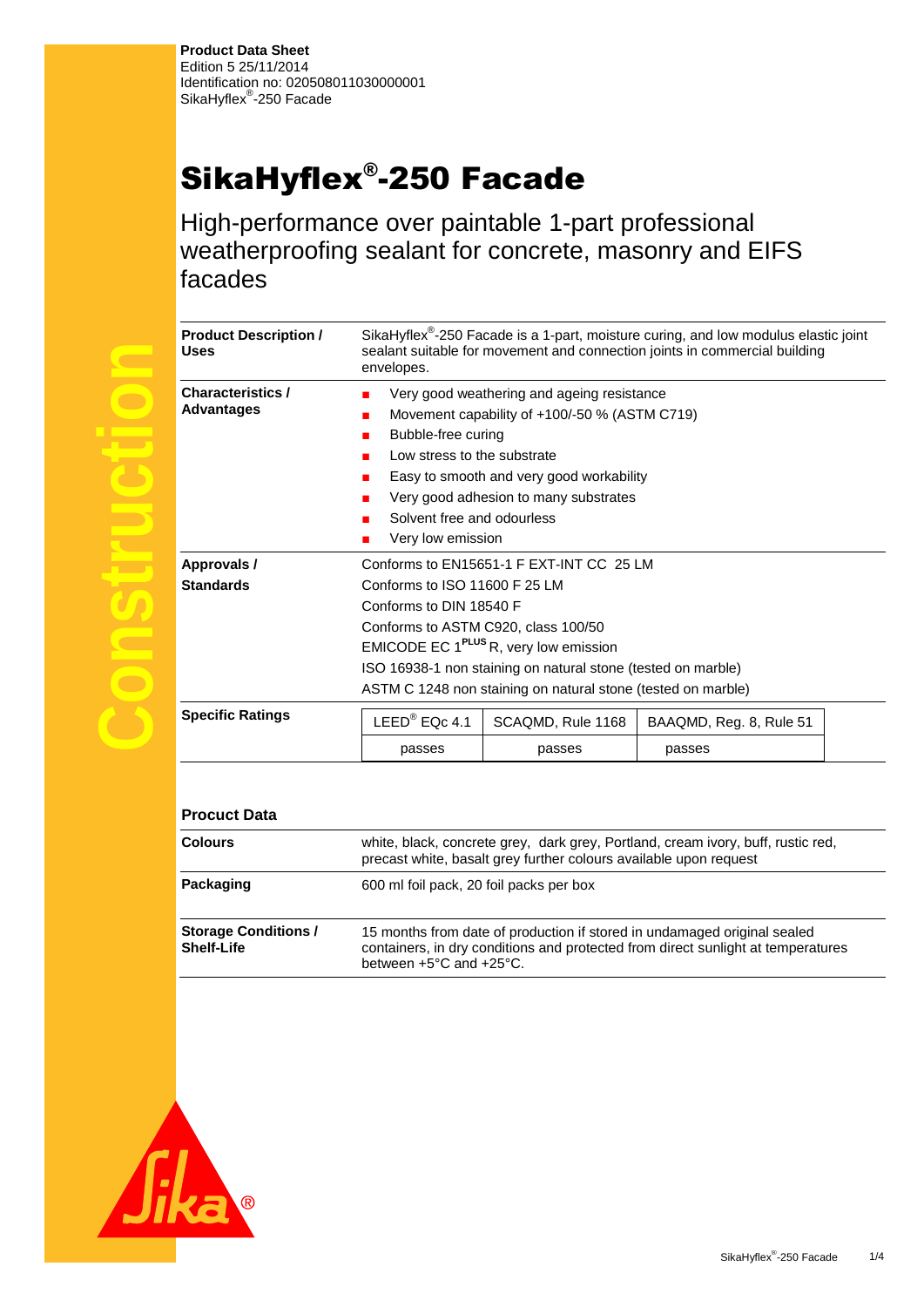**Product Data Sheet**
Edition 5 25/11/2014
Identification no: 020508011030000001
SikaHyflex®-250 Facade

# SikaHyflex®-250 Facade

## High-performance over paintable 1-part professional weatherproofing sealant for concrete, masonry and EIFS facades

| | |
|---|---|
| **Product Description / Uses** | SikaHyflex®-250 Facade is a 1-part, moisture curing, and low modulus elastic joint sealant suitable for movement and connection joints in commercial building envelopes. |
| **Characteristics / Advantages** | ■ Very good weathering and ageing resistance<br>■ Movement capability of +100/-50 % (ASTM C719)<br>■ Bubble-free curing<br>■ Low stress to the substrate<br>■ Easy to smooth and very good workability<br>■ Very good adhesion to many substrates<br>■ Solvent free and odourless<br>■ Very low emission |
| **Approvals / Standards** | Conforms to EN15651-1 F EXT-INT CC 25 LM<br>Conforms to ISO 11600 F 25 LM<br>Conforms to DIN 18540 F<br>Conforms to ASTM C920, class 100/50<br>EMICODE EC 1PLUS R, very low emission<br>ISO 16938-1 non staining on natural stone (tested on marble)<br>ASTM C 1248 non staining on natural stone (tested on marble) |

**Specific Ratings**

| LEED® EQc 4.1 | SCAQMD, Rule 1168 | BAAQMD, Reg. 8, Rule 51 |
|---|---|---|
| passes | passes | passes |

## Procuct Data

| | |
|---|---|
| **Colours** | white, black, concrete grey, dark grey, Portland, cream ivory, buff, rustic red, precast white, basalt grey further colours available upon request |
| **Packaging** | 600 ml foil pack, 20 foil packs per box |
| **Storage Conditions / Shelf-Life** | 15 months from date of production if stored in undamaged original sealed containers, in dry conditions and protected from direct sunlight at temperatures between +5°C and +25°C. |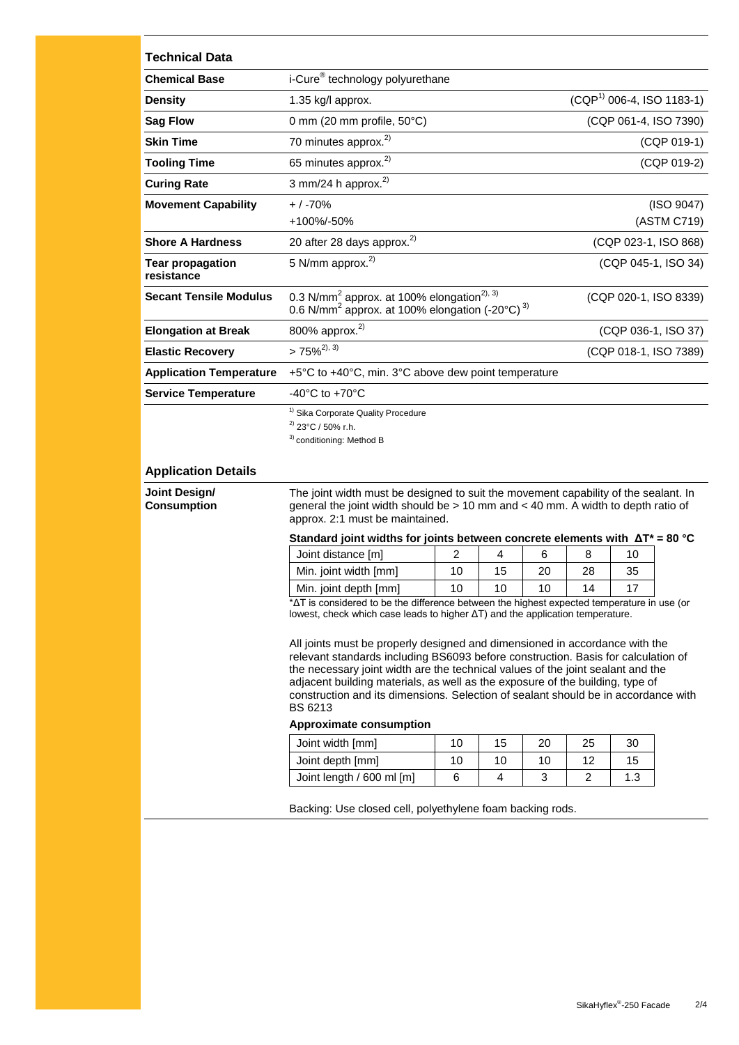## Technical Data

| | | |
|---|---|---|
| **Chemical Base** | i-Cure® technology polyurethane | |
| **Density** | 1.35 kg/l approx. | (CQP[1] 006-4, ISO 1183-1) |
| **Sag Flow** | 0 mm (20 mm profile, 50°C) | (CQP 061-4, ISO 7390) |
| **Skin Time** | 70 minutes approx.[2] | (CQP 019-1) |
| **Tooling Time** | 65 minutes approx.[2] | (CQP 019-2) |
| **Curing Rate** | 3 mm/24 h approx.[2] | |
| **Movement Capability** | + / -70%<br>+100%/-50% | (ISO 9047)<br>(ASTM C719) |
| **Shore A Hardness** | 20 after 28 days approx.[2] | (CQP 023-1, ISO 868) |
| **Tear propagation resistance** | 5 N/mm approx.[2] | (CQP 045-1, ISO 34) |
| **Secant Tensile Modulus** | 0.3 N/mm² approx. at 100% elongation[2, 3]<br>0.6 N/mm² approx. at 100% elongation (-20°C)[3] | (CQP 020-1, ISO 8339) |
| **Elongation at Break** | 800% approx.[2] | (CQP 036-1, ISO 37) |
| **Elastic Recovery** | > 75%[2, 3] | (CQP 018-1, ISO 7389) |
| **Application Temperature** | +5°C to +40°C, min. 3°C above dew point temperature | |
| **Service Temperature** | -40°C to +70°C | |

[1] Sika Corporate Quality Procedure
[2] 23°C / 50% r.h.
[3] conditioning: Method B

## Application Details

**Joint Design/ Consumption**

The joint width must be designed to suit the movement capability of the sealant. In general the joint width should be > 10 mm and < 40 mm. A width to depth ratio of approx. 2:1 must be maintained.

**Standard joint widths for joints between concrete elements with ΔT* = 80 °C**

| Joint distance [m] | 2 | 4 | 6 | 8 | 10 |
|---|---|---|---|---|---|
| Min. joint width [mm] | 10 | 15 | 20 | 28 | 35 |
| Min. joint depth [mm] | 10 | 10 | 10 | 14 | 17 |

*ΔT is considered to be the difference between the highest expected temperature in use (or lowest, check which case leads to higher ΔT) and the application temperature.

All joints must be properly designed and dimensioned in accordance with the relevant standards including BS6093 before construction. Basis for calculation of the necessary joint width are the technical values of the joint sealant and the adjacent building materials, as well as the exposure of the building, type of construction and its dimensions. Selection of sealant should be in accordance with BS 6213

**Approximate consumption**

| Joint width [mm] | 10 | 15 | 20 | 25 | 30 |
|---|---|---|---|---|---|
| Joint depth [mm] | 10 | 10 | 10 | 12 | 15 |
| Joint length / 600 ml [m] | 6 | 4 | 3 | 2 | 1.3 |

Backing: Use closed cell, polyethylene foam backing rods.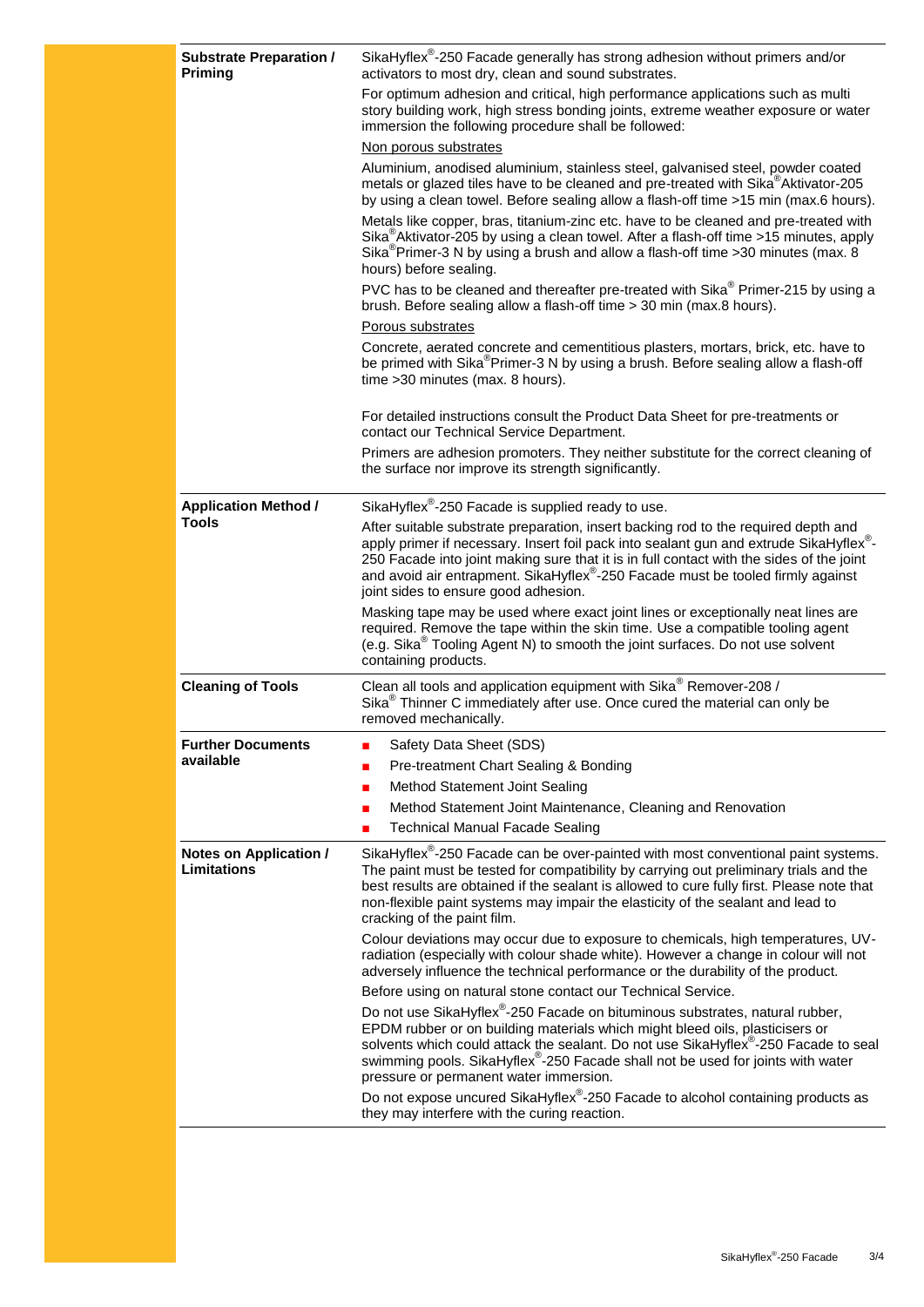**Substrate Preparation / Priming**

SikaHyflex®-250 Facade generally has strong adhesion without primers and/or activators to most dry, clean and sound substrates.

For optimum adhesion and critical, high performance applications such as multi story building work, high stress bonding joints, extreme weather exposure or water immersion the following procedure shall be followed:

Non porous substrates

Aluminium, anodised aluminium, stainless steel, galvanised steel, powder coated metals or glazed tiles have to be cleaned and pre-treated with Sika® Aktivator-205 by using a clean towel. Before sealing allow a flash-off time >15 min (max.6 hours).

Metals like copper, bras, titanium-zinc etc. have to be cleaned and pre-treated with Sika® Aktivator-205 by using a clean towel. After a flash-off time >15 minutes, apply Sika® Primer-3 N by using a brush and allow a flash-off time >30 minutes (max. 8 hours) before sealing.

PVC has to be cleaned and thereafter pre-treated with Sika® Primer-215 by using a brush. Before sealing allow a flash-off time > 30 min (max.8 hours).

Porous substrates

Concrete, aerated concrete and cementitious plasters, mortars, brick, etc. have to be primed with Sika® Primer-3 N by using a brush. Before sealing allow a flash-off time >30 minutes (max. 8 hours).

For detailed instructions consult the Product Data Sheet for pre-treatments or contact our Technical Service Department.

Primers are adhesion promoters. They neither substitute for the correct cleaning of the surface nor improve its strength significantly.

**Application Method / Tools**

SikaHyflex®-250 Facade is supplied ready to use.

After suitable substrate preparation, insert backing rod to the required depth and apply primer if necessary. Insert foil pack into sealant gun and extrude SikaHyflex®-250 Facade into joint making sure that it is in full contact with the sides of the joint and avoid air entrapment. SikaHyflex®-250 Facade must be tooled firmly against joint sides to ensure good adhesion.

Masking tape may be used where exact joint lines or exceptionally neat lines are required. Remove the tape within the skin time. Use a compatible tooling agent (e.g. Sika® Tooling Agent N) to smooth the joint surfaces. Do not use solvent containing products.

**Cleaning of Tools**

Clean all tools and application equipment with Sika® Remover-208 / Sika® Thinner C immediately after use. Once cured the material can only be removed mechanically.

**Further Documents available**

- Safety Data Sheet (SDS)
- Pre-treatment Chart Sealing & Bonding
- Method Statement Joint Sealing
- Method Statement Joint Maintenance, Cleaning and Renovation
- Technical Manual Facade Sealing

**Notes on Application / Limitations**

SikaHyflex®-250 Facade can be over-painted with most conventional paint systems. The paint must be tested for compatibility by carrying out preliminary trials and the best results are obtained if the sealant is allowed to cure fully first. Please note that non-flexible paint systems may impair the elasticity of the sealant and lead to cracking of the paint film.

Colour deviations may occur due to exposure to chemicals, high temperatures, UV-radiation (especially with colour shade white). However a change in colour will not adversely influence the technical performance or the durability of the product.

Before using on natural stone contact our Technical Service.

Do not use SikaHyflex®-250 Facade on bituminous substrates, natural rubber, EPDM rubber or on building materials which might bleed oils, plasticisers or solvents which could attack the sealant. Do not use SikaHyflex®-250 Facade to seal swimming pools. SikaHyflex®-250 Facade shall not be used for joints with water pressure or permanent water immersion.

Do not expose uncured SikaHyflex®-250 Facade to alcohol containing products as they may interfere with the curing reaction.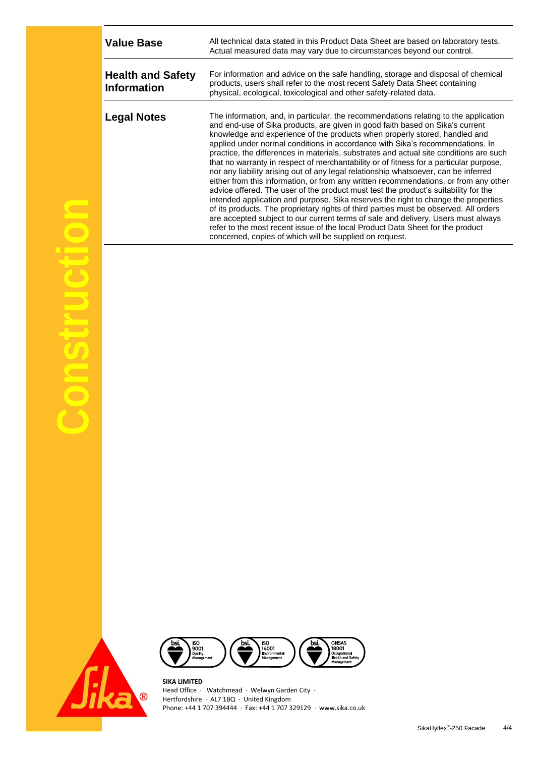## Value Base

All technical data stated in this Product Data Sheet are based on laboratory tests. Actual measured data may vary due to circumstances beyond our control.

## Health and Safety Information

For information and advice on the safe handling, storage and disposal of chemical products, users shall refer to the most recent Safety Data Sheet containing physical, ecological, toxicological and other safety-related data.

## Legal Notes

The information, and, in particular, the recommendations relating to the application and end-use of Sika products, are given in good faith based on Sika's current knowledge and experience of the products when properly stored, handled and applied under normal conditions in accordance with Sika's recommendations. In practice, the differences in materials, substrates and actual site conditions are such that no warranty in respect of merchantability or of fitness for a particular purpose, nor any liability arising out of any legal relationship whatsoever, can be inferred either from this information, or from any written recommendations, or from any other advice offered. The user of the product must test the product's suitability for the intended application and purpose. Sika reserves the right to change the properties of its products. The proprietary rights of third parties must be observed. All orders are accepted subject to our current terms of sale and delivery. Users must always refer to the most recent issue of the local Product Data Sheet for the product concerned, copies of which will be supplied on request.

ISO 9001 Quality Management · ISO 14001 Environmental Management · OHSAS 18001 Occupational Health and Safety Management

**SIKA LIMITED**
Head Office · Watchmead · Welwyn Garden City · Hertfordshire · AL7 1BQ · United Kingdom
Phone: +44 1 707 394444 · Fax: +44 1 707 329129 · www.sika.co.uk